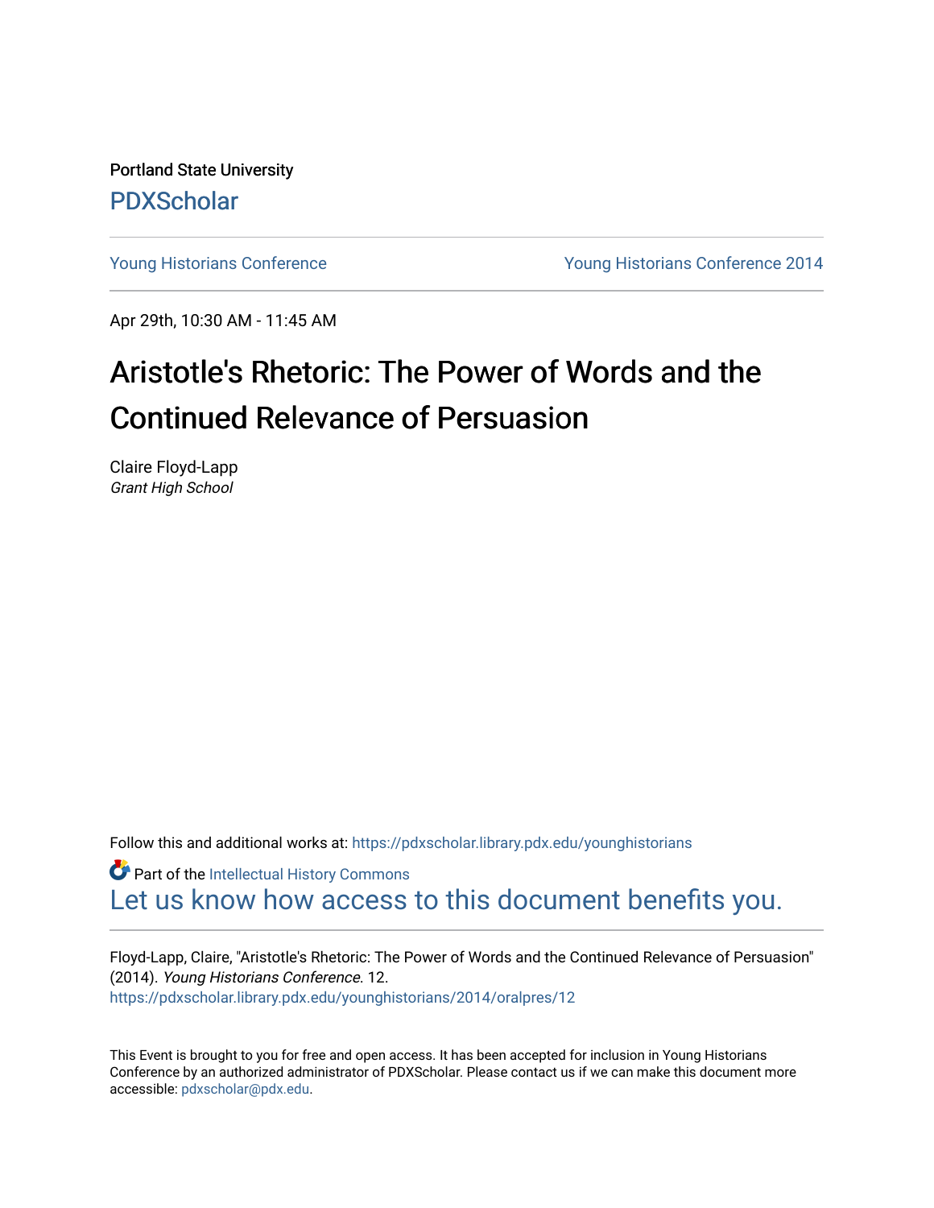Portland State University

PDXScholar

Young Historians Conference | Young Historians Conference 2014

Apr 29th, 10:30 AM - 11:45 AM

# Aristotle's Rhetoric: The Power of Words and the Continued Relevance of Persuasion

Claire Floyd-Lapp
*Grant High School*

Follow this and additional works at: https://pdxscholar.library.pdx.edu/younghistorians

Part of the Intellectual History Commons

Let us know how access to this document benefits you.

Floyd-Lapp, Claire, "Aristotle's Rhetoric: The Power of Words and the Continued Relevance of Persuasion" (2014). *Young Historians Conference*. 12.
https://pdxscholar.library.pdx.edu/younghistorians/2014/oralpres/12

This Event is brought to you for free and open access. It has been accepted for inclusion in Young Historians Conference by an authorized administrator of PDXScholar. Please contact us if we can make this document more accessible: pdxscholar@pdx.edu.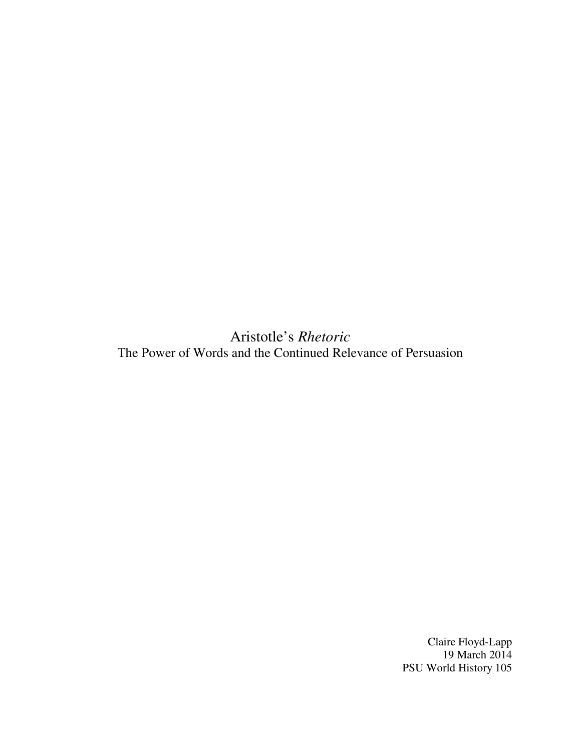# Aristotle's *Rhetoric*

## The Power of Words and the Continued Relevance of Persuasion

Claire Floyd-Lapp
19 March 2014
PSU World History 105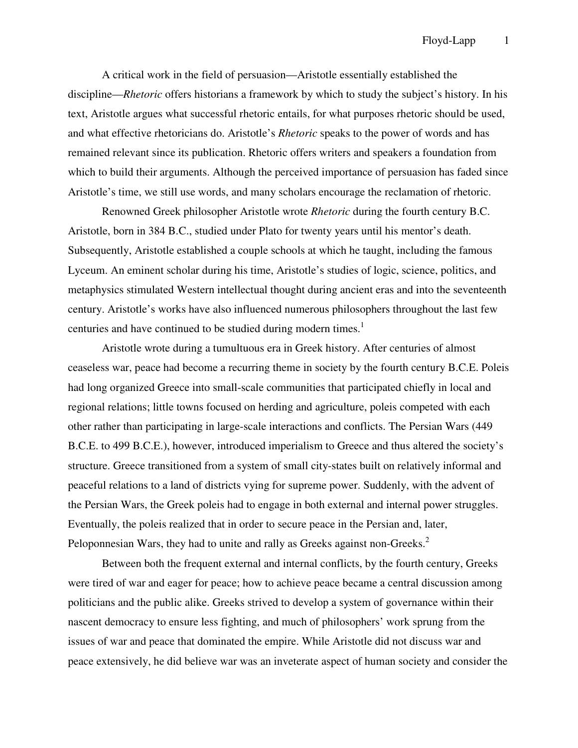A critical work in the field of persuasion—Aristotle essentially established the discipline—*Rhetoric* offers historians a framework by which to study the subject's history. In his text, Aristotle argues what successful rhetoric entails, for what purposes rhetoric should be used, and what effective rhetoricians do. Aristotle's *Rhetoric* speaks to the power of words and has remained relevant since its publication. Rhetoric offers writers and speakers a foundation from which to build their arguments. Although the perceived importance of persuasion has faded since Aristotle's time, we still use words, and many scholars encourage the reclamation of rhetoric.

Renowned Greek philosopher Aristotle wrote *Rhetoric* during the fourth century B.C. Aristotle, born in 384 B.C., studied under Plato for twenty years until his mentor's death. Subsequently, Aristotle established a couple schools at which he taught, including the famous Lyceum. An eminent scholar during his time, Aristotle's studies of logic, science, politics, and metaphysics stimulated Western intellectual thought during ancient eras and into the seventeenth century. Aristotle's works have also influenced numerous philosophers throughout the last few centuries and have continued to be studied during modern times.[1]

Aristotle wrote during a tumultuous era in Greek history. After centuries of almost ceaseless war, peace had become a recurring theme in society by the fourth century B.C.E. Poleis had long organized Greece into small-scale communities that participated chiefly in local and regional relations; little towns focused on herding and agriculture, poleis competed with each other rather than participating in large-scale interactions and conflicts. The Persian Wars (449 B.C.E. to 499 B.C.E.), however, introduced imperialism to Greece and thus altered the society's structure. Greece transitioned from a system of small city-states built on relatively informal and peaceful relations to a land of districts vying for supreme power. Suddenly, with the advent of the Persian Wars, the Greek poleis had to engage in both external and internal power struggles. Eventually, the poleis realized that in order to secure peace in the Persian and, later, Peloponnesian Wars, they had to unite and rally as Greeks against non-Greeks.[2]

Between both the frequent external and internal conflicts, by the fourth century, Greeks were tired of war and eager for peace; how to achieve peace became a central discussion among politicians and the public alike. Greeks strived to develop a system of governance within their nascent democracy to ensure less fighting, and much of philosophers' work sprung from the issues of war and peace that dominated the empire. While Aristotle did not discuss war and peace extensively, he did believe war was an inveterate aspect of human society and consider the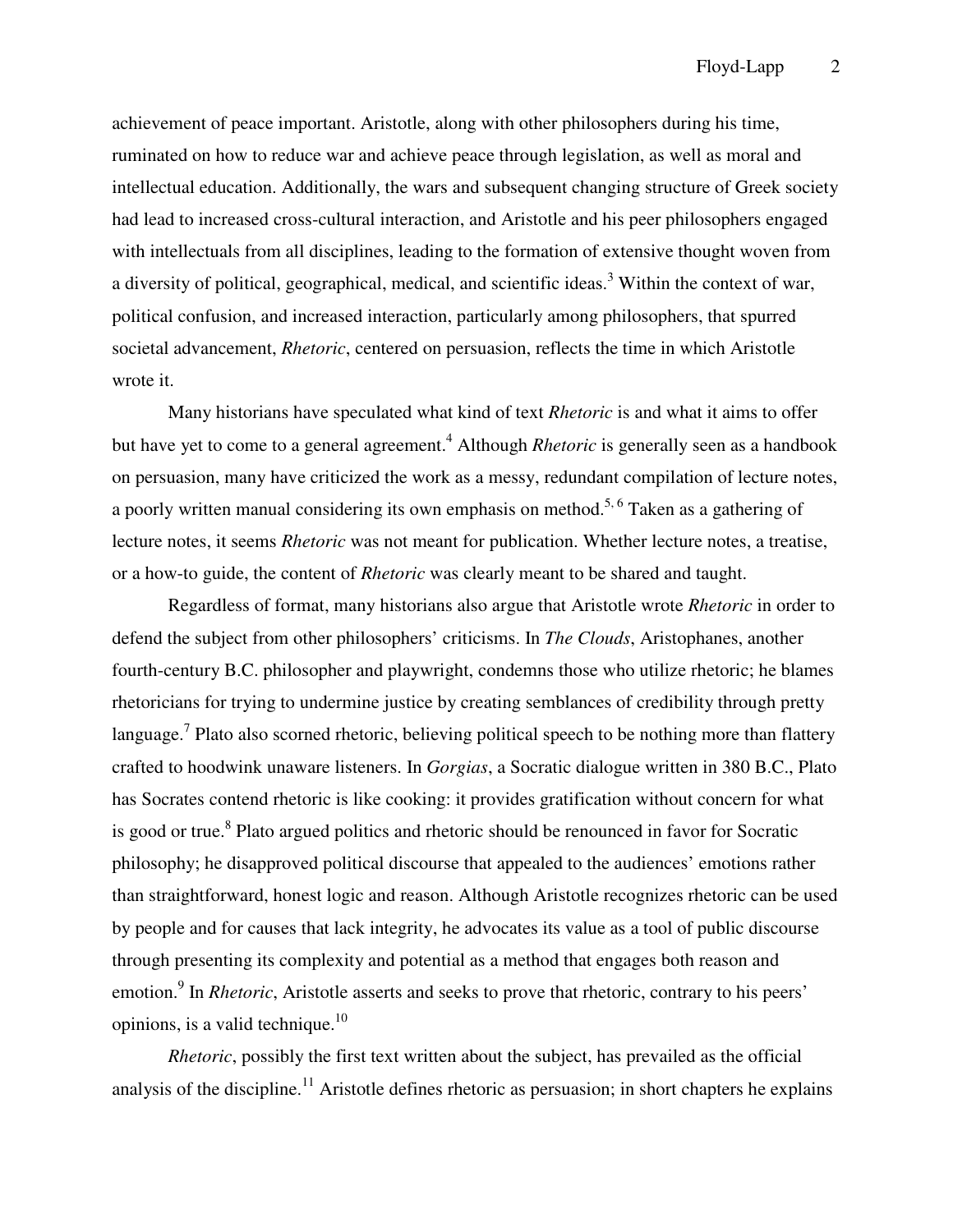achievement of peace important. Aristotle, along with other philosophers during his time, ruminated on how to reduce war and achieve peace through legislation, as well as moral and intellectual education. Additionally, the wars and subsequent changing structure of Greek society had lead to increased cross-cultural interaction, and Aristotle and his peer philosophers engaged with intellectuals from all disciplines, leading to the formation of extensive thought woven from a diversity of political, geographical, medical, and scientific ideas.[3] Within the context of war, political confusion, and increased interaction, particularly among philosophers, that spurred societal advancement, *Rhetoric*, centered on persuasion, reflects the time in which Aristotle wrote it.

Many historians have speculated what kind of text *Rhetoric* is and what it aims to offer but have yet to come to a general agreement.[4] Although *Rhetoric* is generally seen as a handbook on persuasion, many have criticized the work as a messy, redundant compilation of lecture notes, a poorly written manual considering its own emphasis on method.[5, 6] Taken as a gathering of lecture notes, it seems *Rhetoric* was not meant for publication. Whether lecture notes, a treatise, or a how-to guide, the content of *Rhetoric* was clearly meant to be shared and taught.

Regardless of format, many historians also argue that Aristotle wrote *Rhetoric* in order to defend the subject from other philosophers' criticisms. In *The Clouds*, Aristophanes, another fourth-century B.C. philosopher and playwright, condemns those who utilize rhetoric; he blames rhetoricians for trying to undermine justice by creating semblances of credibility through pretty language.[7] Plato also scorned rhetoric, believing political speech to be nothing more than flattery crafted to hoodwink unaware listeners. In *Gorgias*, a Socratic dialogue written in 380 B.C., Plato has Socrates contend rhetoric is like cooking: it provides gratification without concern for what is good or true.[8] Plato argued politics and rhetoric should be renounced in favor for Socratic philosophy; he disapproved political discourse that appealed to the audiences' emotions rather than straightforward, honest logic and reason. Although Aristotle recognizes rhetoric can be used by people and for causes that lack integrity, he advocates its value as a tool of public discourse through presenting its complexity and potential as a method that engages both reason and emotion.[9] In *Rhetoric*, Aristotle asserts and seeks to prove that rhetoric, contrary to his peers' opinions, is a valid technique.[10]

*Rhetoric*, possibly the first text written about the subject, has prevailed as the official analysis of the discipline.[11] Aristotle defines rhetoric as persuasion; in short chapters he explains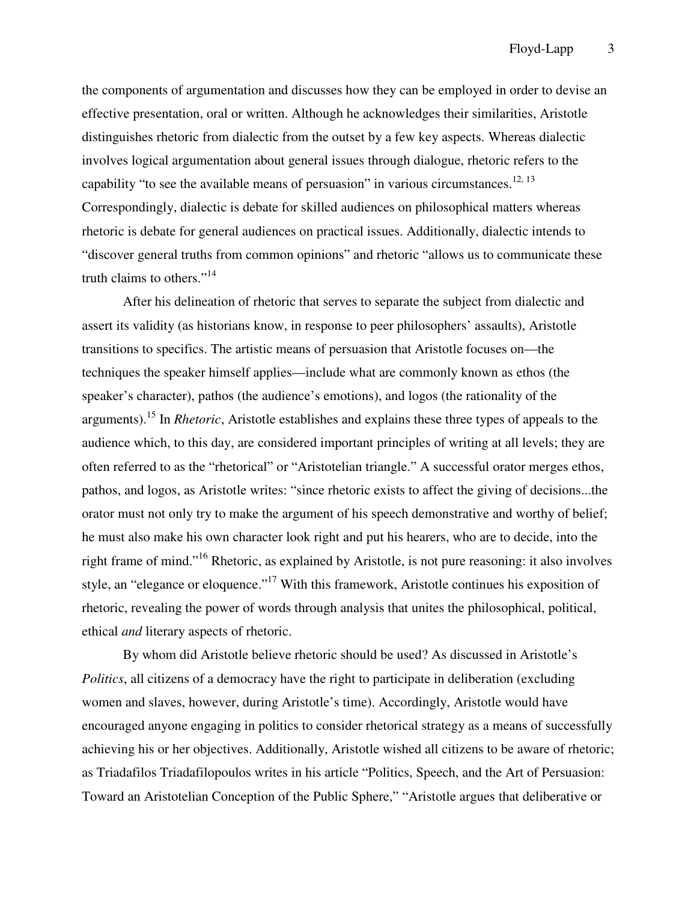the components of argumentation and discusses how they can be employed in order to devise an effective presentation, oral or written. Although he acknowledges their similarities, Aristotle distinguishes rhetoric from dialectic from the outset by a few key aspects. Whereas dialectic involves logical argumentation about general issues through dialogue, rhetoric refers to the capability "to see the available means of persuasion" in various circumstances.[12, 13] Correspondingly, dialectic is debate for skilled audiences on philosophical matters whereas rhetoric is debate for general audiences on practical issues. Additionally, dialectic intends to "discover general truths from common opinions" and rhetoric "allows us to communicate these truth claims to others."[14]

After his delineation of rhetoric that serves to separate the subject from dialectic and assert its validity (as historians know, in response to peer philosophers' assaults), Aristotle transitions to specifics. The artistic means of persuasion that Aristotle focuses on—the techniques the speaker himself applies—include what are commonly known as ethos (the speaker's character), pathos (the audience's emotions), and logos (the rationality of the arguments).[15] In *Rhetoric*, Aristotle establishes and explains these three types of appeals to the audience which, to this day, are considered important principles of writing at all levels; they are often referred to as the "rhetorical" or "Aristotelian triangle." A successful orator merges ethos, pathos, and logos, as Aristotle writes: "since rhetoric exists to affect the giving of decisions...the orator must not only try to make the argument of his speech demonstrative and worthy of belief; he must also make his own character look right and put his hearers, who are to decide, into the right frame of mind."[16] Rhetoric, as explained by Aristotle, is not pure reasoning: it also involves style, an "elegance or eloquence."[17] With this framework, Aristotle continues his exposition of rhetoric, revealing the power of words through analysis that unites the philosophical, political, ethical *and* literary aspects of rhetoric.

By whom did Aristotle believe rhetoric should be used? As discussed in Aristotle's *Politics*, all citizens of a democracy have the right to participate in deliberation (excluding women and slaves, however, during Aristotle's time). Accordingly, Aristotle would have encouraged anyone engaging in politics to consider rhetorical strategy as a means of successfully achieving his or her objectives. Additionally, Aristotle wished all citizens to be aware of rhetoric; as Triadafilos Triadafilopoulos writes in his article "Politics, Speech, and the Art of Persuasion: Toward an Aristotelian Conception of the Public Sphere," "Aristotle argues that deliberative or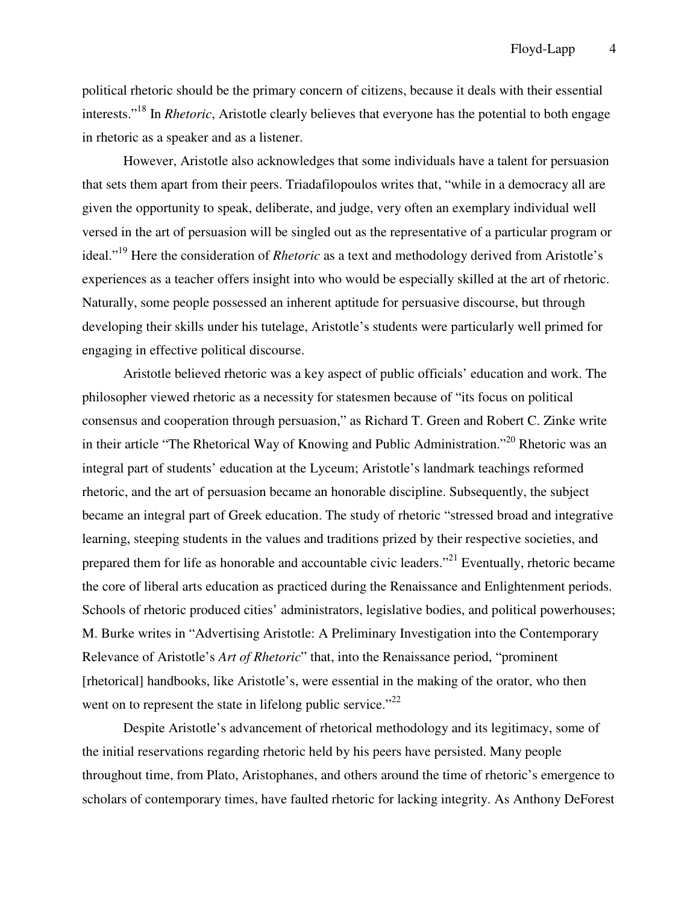political rhetoric should be the primary concern of citizens, because it deals with their essential interests."[18] In *Rhetoric*, Aristotle clearly believes that everyone has the potential to both engage in rhetoric as a speaker and as a listener.

However, Aristotle also acknowledges that some individuals have a talent for persuasion that sets them apart from their peers. Triadafilopoulos writes that, "while in a democracy all are given the opportunity to speak, deliberate, and judge, very often an exemplary individual well versed in the art of persuasion will be singled out as the representative of a particular program or ideal."[19] Here the consideration of *Rhetoric* as a text and methodology derived from Aristotle's experiences as a teacher offers insight into who would be especially skilled at the art of rhetoric. Naturally, some people possessed an inherent aptitude for persuasive discourse, but through developing their skills under his tutelage, Aristotle's students were particularly well primed for engaging in effective political discourse.

Aristotle believed rhetoric was a key aspect of public officials' education and work. The philosopher viewed rhetoric as a necessity for statesmen because of "its focus on political consensus and cooperation through persuasion," as Richard T. Green and Robert C. Zinke write in their article "The Rhetorical Way of Knowing and Public Administration."[20] Rhetoric was an integral part of students' education at the Lyceum; Aristotle's landmark teachings reformed rhetoric, and the art of persuasion became an honorable discipline. Subsequently, the subject became an integral part of Greek education. The study of rhetoric "stressed broad and integrative learning, steeping students in the values and traditions prized by their respective societies, and prepared them for life as honorable and accountable civic leaders."[21] Eventually, rhetoric became the core of liberal arts education as practiced during the Renaissance and Enlightenment periods. Schools of rhetoric produced cities' administrators, legislative bodies, and political powerhouses; M. Burke writes in "Advertising Aristotle: A Preliminary Investigation into the Contemporary Relevance of Aristotle's *Art of Rhetoric*" that, into the Renaissance period, "prominent [rhetorical] handbooks, like Aristotle's, were essential in the making of the orator, who then went on to represent the state in lifelong public service."[22]

Despite Aristotle's advancement of rhetorical methodology and its legitimacy, some of the initial reservations regarding rhetoric held by his peers have persisted. Many people throughout time, from Plato, Aristophanes, and others around the time of rhetoric's emergence to scholars of contemporary times, have faulted rhetoric for lacking integrity. As Anthony DeForest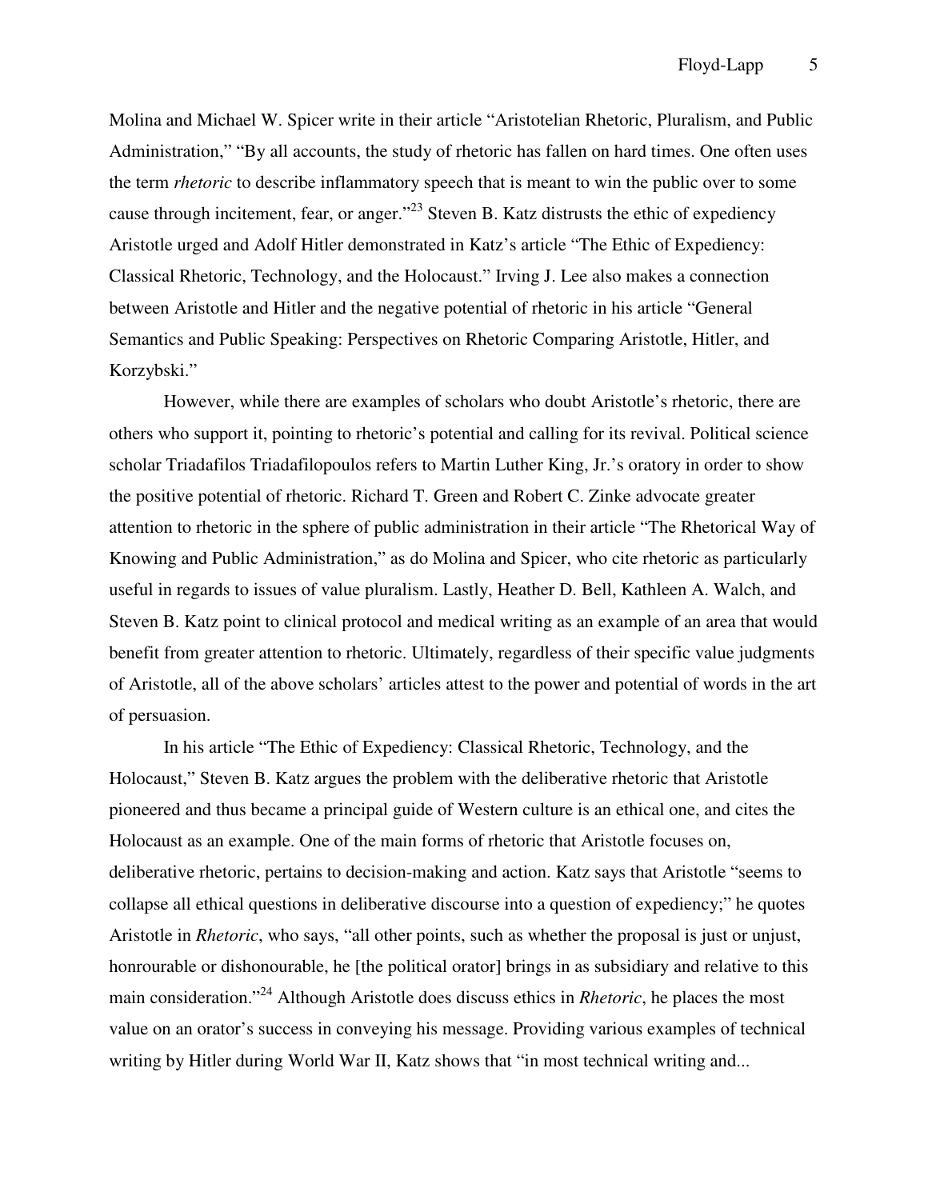Molina and Michael W. Spicer write in their article "Aristotelian Rhetoric, Pluralism, and Public Administration," "By all accounts, the study of rhetoric has fallen on hard times. One often uses the term *rhetoric* to describe inflammatory speech that is meant to win the public over to some cause through incitement, fear, or anger."[23] Steven B. Katz distrusts the ethic of expediency Aristotle urged and Adolf Hitler demonstrated in Katz's article "The Ethic of Expediency: Classical Rhetoric, Technology, and the Holocaust." Irving J. Lee also makes a connection between Aristotle and Hitler and the negative potential of rhetoric in his article "General Semantics and Public Speaking: Perspectives on Rhetoric Comparing Aristotle, Hitler, and Korzybski."

However, while there are examples of scholars who doubt Aristotle's rhetoric, there are others who support it, pointing to rhetoric's potential and calling for its revival. Political science scholar Triadafilos Triadafilopoulos refers to Martin Luther King, Jr.'s oratory in order to show the positive potential of rhetoric. Richard T. Green and Robert C. Zinke advocate greater attention to rhetoric in the sphere of public administration in their article "The Rhetorical Way of Knowing and Public Administration," as do Molina and Spicer, who cite rhetoric as particularly useful in regards to issues of value pluralism. Lastly, Heather D. Bell, Kathleen A. Walch, and Steven B. Katz point to clinical protocol and medical writing as an example of an area that would benefit from greater attention to rhetoric. Ultimately, regardless of their specific value judgments of Aristotle, all of the above scholars' articles attest to the power and potential of words in the art of persuasion.

In his article "The Ethic of Expediency: Classical Rhetoric, Technology, and the Holocaust," Steven B. Katz argues the problem with the deliberative rhetoric that Aristotle pioneered and thus became a principal guide of Western culture is an ethical one, and cites the Holocaust as an example. One of the main forms of rhetoric that Aristotle focuses on, deliberative rhetoric, pertains to decision-making and action. Katz says that Aristotle "seems to collapse all ethical questions in deliberative discourse into a question of expediency;" he quotes Aristotle in *Rhetoric*, who says, "all other points, such as whether the proposal is just or unjust, honrourable or dishonourable, he [the political orator] brings in as subsidiary and relative to this main consideration."[24] Although Aristotle does discuss ethics in *Rhetoric*, he places the most value on an orator's success in conveying his message. Providing various examples of technical writing by Hitler during World War II, Katz shows that "in most technical writing and...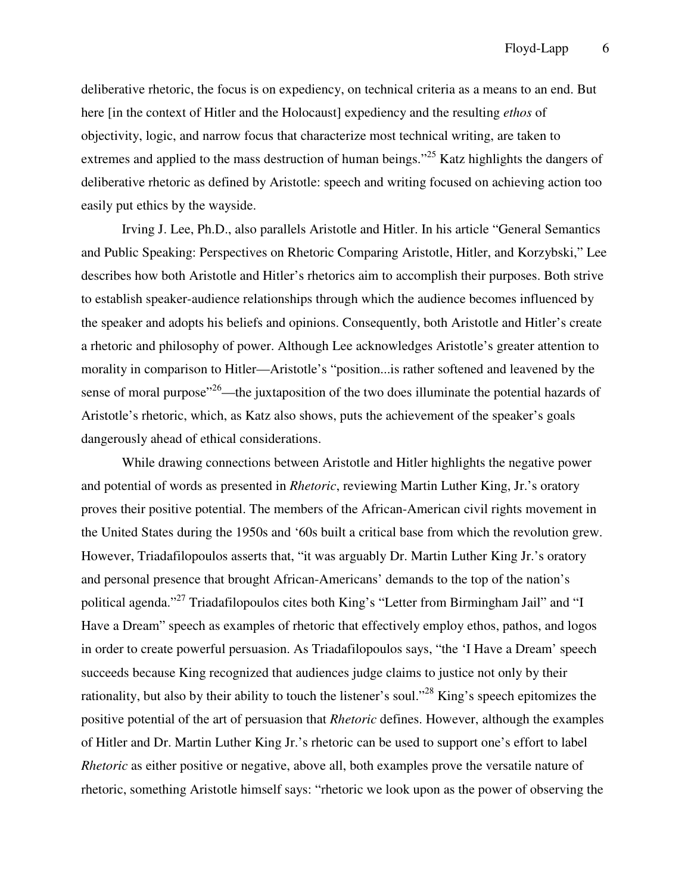deliberative rhetoric, the focus is on expediency, on technical criteria as a means to an end. But here [in the context of Hitler and the Holocaust] expediency and the resulting *ethos* of objectivity, logic, and narrow focus that characterize most technical writing, are taken to extremes and applied to the mass destruction of human beings."[25] Katz highlights the dangers of deliberative rhetoric as defined by Aristotle: speech and writing focused on achieving action too easily put ethics by the wayside.

Irving J. Lee, Ph.D., also parallels Aristotle and Hitler. In his article "General Semantics and Public Speaking: Perspectives on Rhetoric Comparing Aristotle, Hitler, and Korzybski," Lee describes how both Aristotle and Hitler's rhetorics aim to accomplish their purposes. Both strive to establish speaker-audience relationships through which the audience becomes influenced by the speaker and adopts his beliefs and opinions. Consequently, both Aristotle and Hitler's create a rhetoric and philosophy of power. Although Lee acknowledges Aristotle's greater attention to morality in comparison to Hitler—Aristotle's "position...is rather softened and leavened by the sense of moral purpose"[26]—the juxtaposition of the two does illuminate the potential hazards of Aristotle's rhetoric, which, as Katz also shows, puts the achievement of the speaker's goals dangerously ahead of ethical considerations.

While drawing connections between Aristotle and Hitler highlights the negative power and potential of words as presented in *Rhetoric*, reviewing Martin Luther King, Jr.'s oratory proves their positive potential. The members of the African-American civil rights movement in the United States during the 1950s and '60s built a critical base from which the revolution grew. However, Triadafilopoulos asserts that, "it was arguably Dr. Martin Luther King Jr.'s oratory and personal presence that brought African-Americans' demands to the top of the nation's political agenda."[27] Triadafilopoulos cites both King's "Letter from Birmingham Jail" and "I Have a Dream" speech as examples of rhetoric that effectively employ ethos, pathos, and logos in order to create powerful persuasion. As Triadafilopoulos says, "the 'I Have a Dream' speech succeeds because King recognized that audiences judge claims to justice not only by their rationality, but also by their ability to touch the listener's soul."[28] King's speech epitomizes the positive potential of the art of persuasion that *Rhetoric* defines. However, although the examples of Hitler and Dr. Martin Luther King Jr.'s rhetoric can be used to support one's effort to label *Rhetoric* as either positive or negative, above all, both examples prove the versatile nature of rhetoric, something Aristotle himself says: "rhetoric we look upon as the power of observing the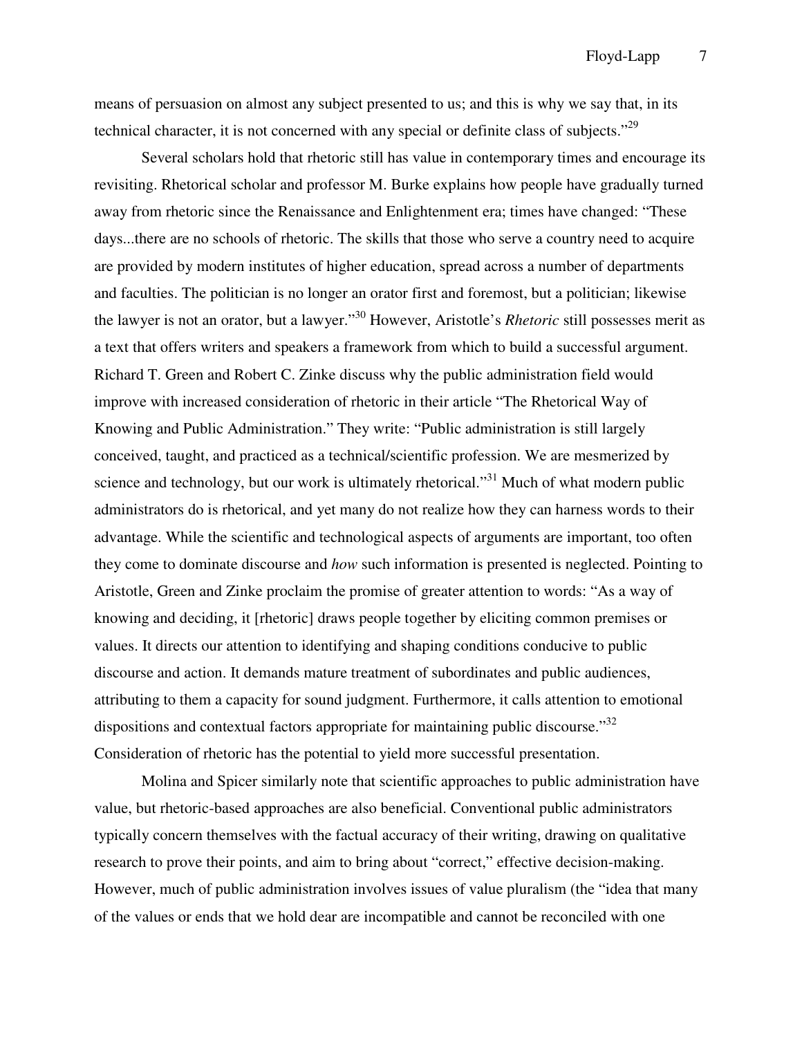means of persuasion on almost any subject presented to us; and this is why we say that, in its technical character, it is not concerned with any special or definite class of subjects."[29]

Several scholars hold that rhetoric still has value in contemporary times and encourage its revisiting. Rhetorical scholar and professor M. Burke explains how people have gradually turned away from rhetoric since the Renaissance and Enlightenment era; times have changed: "These days...there are no schools of rhetoric. The skills that those who serve a country need to acquire are provided by modern institutes of higher education, spread across a number of departments and faculties. The politician is no longer an orator first and foremost, but a politician; likewise the lawyer is not an orator, but a lawyer."[30] However, Aristotle's *Rhetoric* still possesses merit as a text that offers writers and speakers a framework from which to build a successful argument. Richard T. Green and Robert C. Zinke discuss why the public administration field would improve with increased consideration of rhetoric in their article "The Rhetorical Way of Knowing and Public Administration." They write: "Public administration is still largely conceived, taught, and practiced as a technical/scientific profession. We are mesmerized by science and technology, but our work is ultimately rhetorical."[31] Much of what modern public administrators do is rhetorical, and yet many do not realize how they can harness words to their advantage. While the scientific and technological aspects of arguments are important, too often they come to dominate discourse and *how* such information is presented is neglected. Pointing to Aristotle, Green and Zinke proclaim the promise of greater attention to words: "As a way of knowing and deciding, it [rhetoric] draws people together by eliciting common premises or values. It directs our attention to identifying and shaping conditions conducive to public discourse and action. It demands mature treatment of subordinates and public audiences, attributing to them a capacity for sound judgment. Furthermore, it calls attention to emotional dispositions and contextual factors appropriate for maintaining public discourse."[32] Consideration of rhetoric has the potential to yield more successful presentation.

Molina and Spicer similarly note that scientific approaches to public administration have value, but rhetoric-based approaches are also beneficial. Conventional public administrators typically concern themselves with the factual accuracy of their writing, drawing on qualitative research to prove their points, and aim to bring about "correct," effective decision-making. However, much of public administration involves issues of value pluralism (the "idea that many of the values or ends that we hold dear are incompatible and cannot be reconciled with one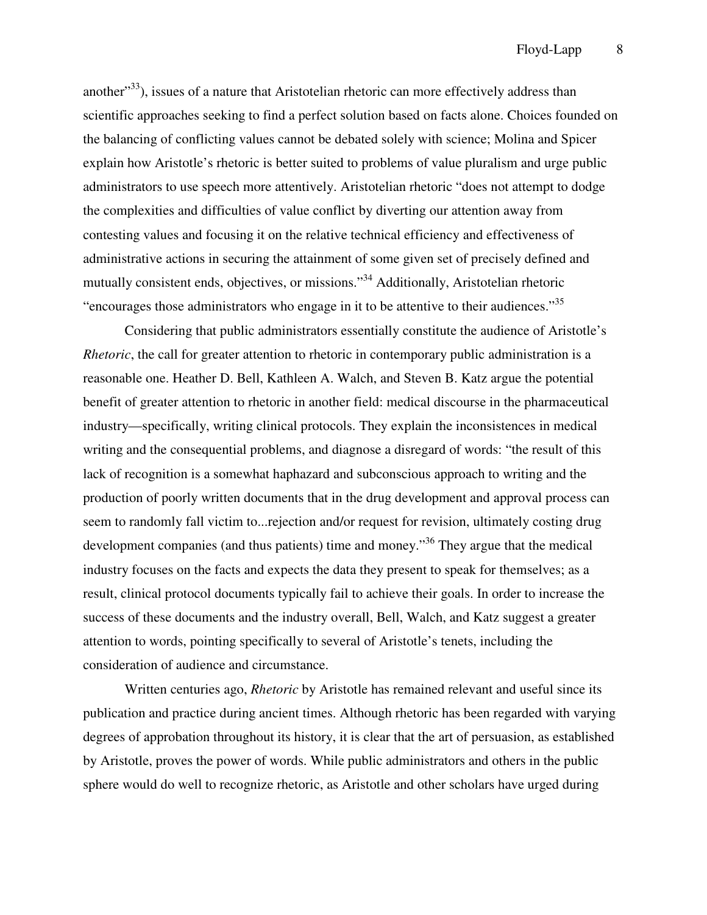another"[33]), issues of a nature that Aristotelian rhetoric can more effectively address than scientific approaches seeking to find a perfect solution based on facts alone. Choices founded on the balancing of conflicting values cannot be debated solely with science; Molina and Spicer explain how Aristotle's rhetoric is better suited to problems of value pluralism and urge public administrators to use speech more attentively. Aristotelian rhetoric "does not attempt to dodge the complexities and difficulties of value conflict by diverting our attention away from contesting values and focusing it on the relative technical efficiency and effectiveness of administrative actions in securing the attainment of some given set of precisely defined and mutually consistent ends, objectives, or missions."[34] Additionally, Aristotelian rhetoric "encourages those administrators who engage in it to be attentive to their audiences."[35]

Considering that public administrators essentially constitute the audience of Aristotle's *Rhetoric*, the call for greater attention to rhetoric in contemporary public administration is a reasonable one. Heather D. Bell, Kathleen A. Walch, and Steven B. Katz argue the potential benefit of greater attention to rhetoric in another field: medical discourse in the pharmaceutical industry—specifically, writing clinical protocols. They explain the inconsistences in medical writing and the consequential problems, and diagnose a disregard of words: "the result of this lack of recognition is a somewhat haphazard and subconscious approach to writing and the production of poorly written documents that in the drug development and approval process can seem to randomly fall victim to...rejection and/or request for revision, ultimately costing drug development companies (and thus patients) time and money."[36] They argue that the medical industry focuses on the facts and expects the data they present to speak for themselves; as a result, clinical protocol documents typically fail to achieve their goals. In order to increase the success of these documents and the industry overall, Bell, Walch, and Katz suggest a greater attention to words, pointing specifically to several of Aristotle's tenets, including the consideration of audience and circumstance.

Written centuries ago, *Rhetoric* by Aristotle has remained relevant and useful since its publication and practice during ancient times. Although rhetoric has been regarded with varying degrees of approbation throughout its history, it is clear that the art of persuasion, as established by Aristotle, proves the power of words. While public administrators and others in the public sphere would do well to recognize rhetoric, as Aristotle and other scholars have urged during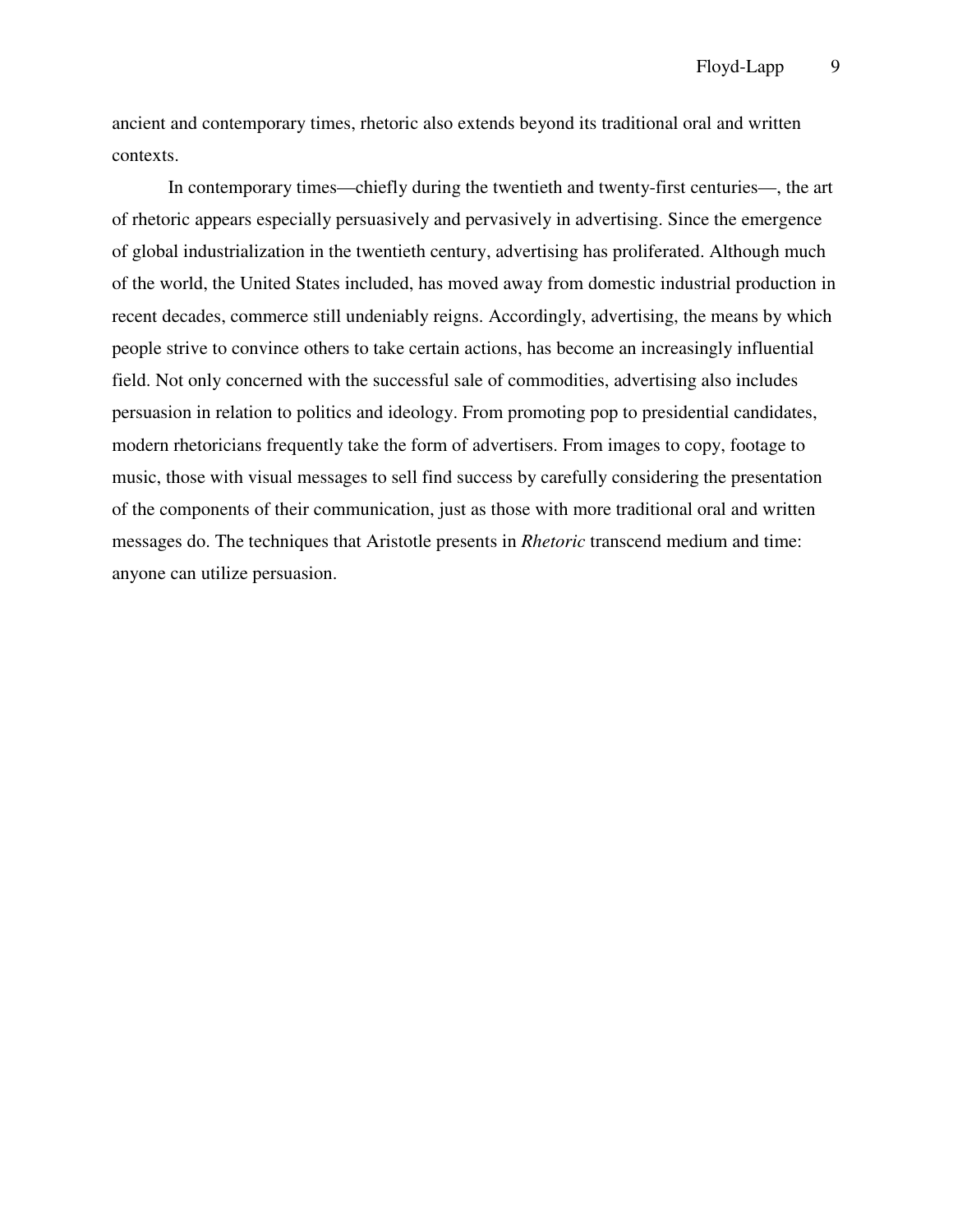ancient and contemporary times, rhetoric also extends beyond its traditional oral and written contexts.

In contemporary times—chiefly during the twentieth and twenty-first centuries—, the art of rhetoric appears especially persuasively and pervasively in advertising. Since the emergence of global industrialization in the twentieth century, advertising has proliferated. Although much of the world, the United States included, has moved away from domestic industrial production in recent decades, commerce still undeniably reigns. Accordingly, advertising, the means by which people strive to convince others to take certain actions, has become an increasingly influential field. Not only concerned with the successful sale of commodities, advertising also includes persuasion in relation to politics and ideology. From promoting pop to presidential candidates, modern rhetoricians frequently take the form of advertisers. From images to copy, footage to music, those with visual messages to sell find success by carefully considering the presentation of the components of their communication, just as those with more traditional oral and written messages do. The techniques that Aristotle presents in *Rhetoric* transcend medium and time: anyone can utilize persuasion.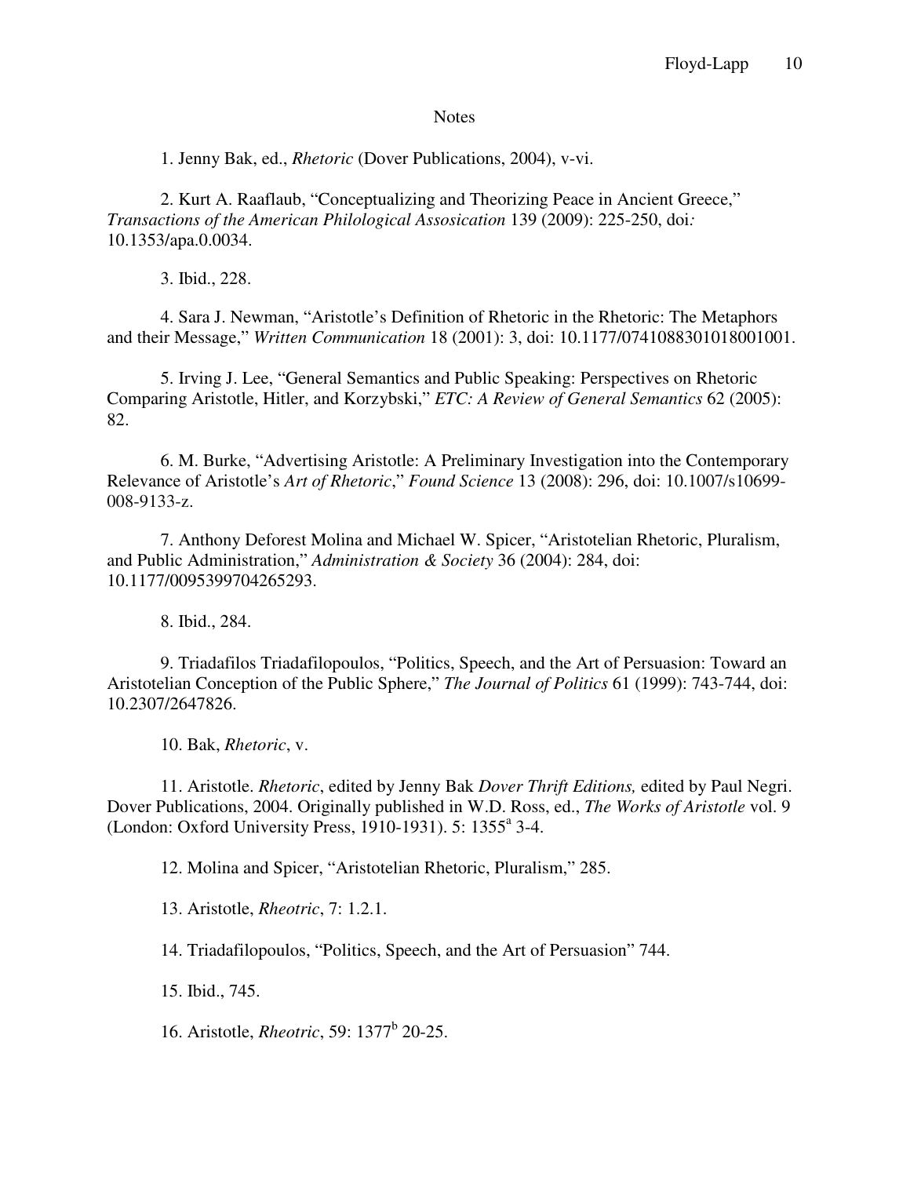Notes

1. Jenny Bak, ed., *Rhetoric* (Dover Publications, 2004), v-vi.

2. Kurt A. Raaflaub, "Conceptualizing and Theorizing Peace in Ancient Greece," *Transactions of the American Philological Assosication* 139 (2009): 225-250, doi*:* 10.1353/apa.0.0034.

3. Ibid., 228.

4. Sara J. Newman, "Aristotle's Definition of Rhetoric in the Rhetoric: The Metaphors and their Message," *Written Communication* 18 (2001): 3, doi: 10.1177/0741088301018001001.

5. Irving J. Lee, "General Semantics and Public Speaking: Perspectives on Rhetoric Comparing Aristotle, Hitler, and Korzybski," *ETC: A Review of General Semantics* 62 (2005): 82.

6. M. Burke, "Advertising Aristotle: A Preliminary Investigation into the Contemporary Relevance of Aristotle's *Art of Rhetoric*," *Found Science* 13 (2008): 296, doi: 10.1007/s10699-008-9133-z.

7. Anthony Deforest Molina and Michael W. Spicer, "Aristotelian Rhetoric, Pluralism, and Public Administration," *Administration & Society* 36 (2004): 284, doi: 10.1177/0095399704265293.

8. Ibid., 284.

9. Triadafilos Triadafilopoulos, "Politics, Speech, and the Art of Persuasion: Toward an Aristotelian Conception of the Public Sphere," *The Journal of Politics* 61 (1999): 743-744, doi: 10.2307/2647826.

10. Bak, *Rhetoric*, v.

11. Aristotle. *Rhetoric*, edited by Jenny Bak *Dover Thrift Editions,* edited by Paul Negri. Dover Publications, 2004. Originally published in W.D. Ross, ed., *The Works of Aristotle* vol. 9 (London: Oxford University Press, 1910-1931). 5: 1355$^{a}$ 3-4.

12. Molina and Spicer, "Aristotelian Rhetoric, Pluralism," 285.

13. Aristotle, *Rheotric*, 7: 1.2.1.

14. Triadafilopoulos, "Politics, Speech, and the Art of Persuasion" 744.

15. Ibid., 745.

16. Aristotle, *Rheotric*, 59: 1377$^{b}$ 20-25.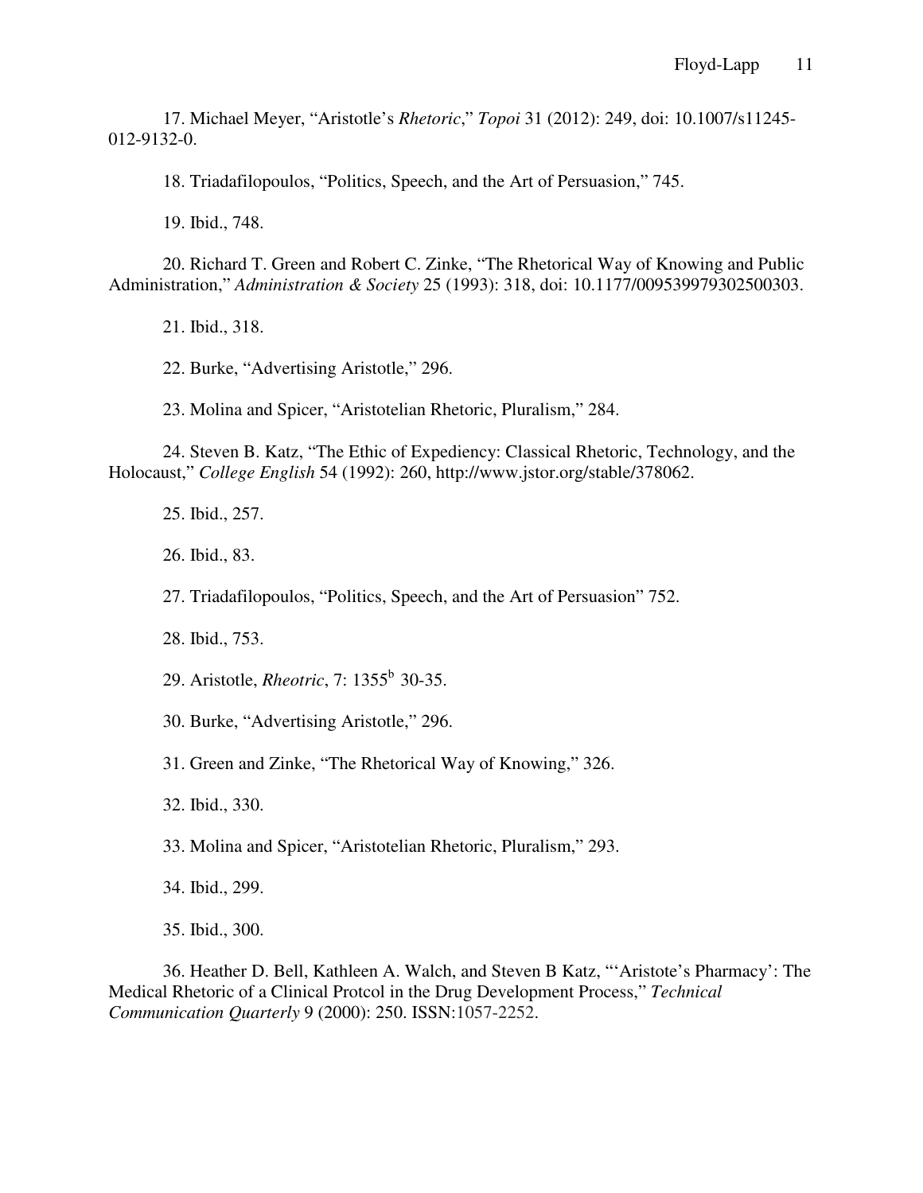17. Michael Meyer, "Aristotle's *Rhetoric*," *Topoi* 31 (2012): 249, doi: 10.1007/s11245-012-9132-0.

18. Triadafilopoulos, "Politics, Speech, and the Art of Persuasion," 745.

19. Ibid., 748.

20. Richard T. Green and Robert C. Zinke, "The Rhetorical Way of Knowing and Public Administration," *Administration & Society* 25 (1993): 318, doi: 10.1177/009539979302500303.

21. Ibid., 318.

22. Burke, "Advertising Aristotle," 296.

23. Molina and Spicer, "Aristotelian Rhetoric, Pluralism," 284.

24. Steven B. Katz, "The Ethic of Expediency: Classical Rhetoric, Technology, and the Holocaust," *College English* 54 (1992): 260, http://www.jstor.org/stable/378062.

25. Ibid., 257.

26. Ibid., 83.

27. Triadafilopoulos, "Politics, Speech, and the Art of Persuasion" 752.

28. Ibid., 753.

29. Aristotle, *Rheotric*, 7: 1355$^{b}$ 30-35.

30. Burke, "Advertising Aristotle," 296.

31. Green and Zinke, "The Rhetorical Way of Knowing," 326.

32. Ibid., 330.

33. Molina and Spicer, "Aristotelian Rhetoric, Pluralism," 293.

34. Ibid., 299.

35. Ibid., 300.

36. Heather D. Bell, Kathleen A. Walch, and Steven B Katz, "'Aristote's Pharmacy': The Medical Rhetoric of a Clinical Protcol in the Drug Development Process," *Technical Communication Quarterly* 9 (2000): 250. ISSN:1057-2252.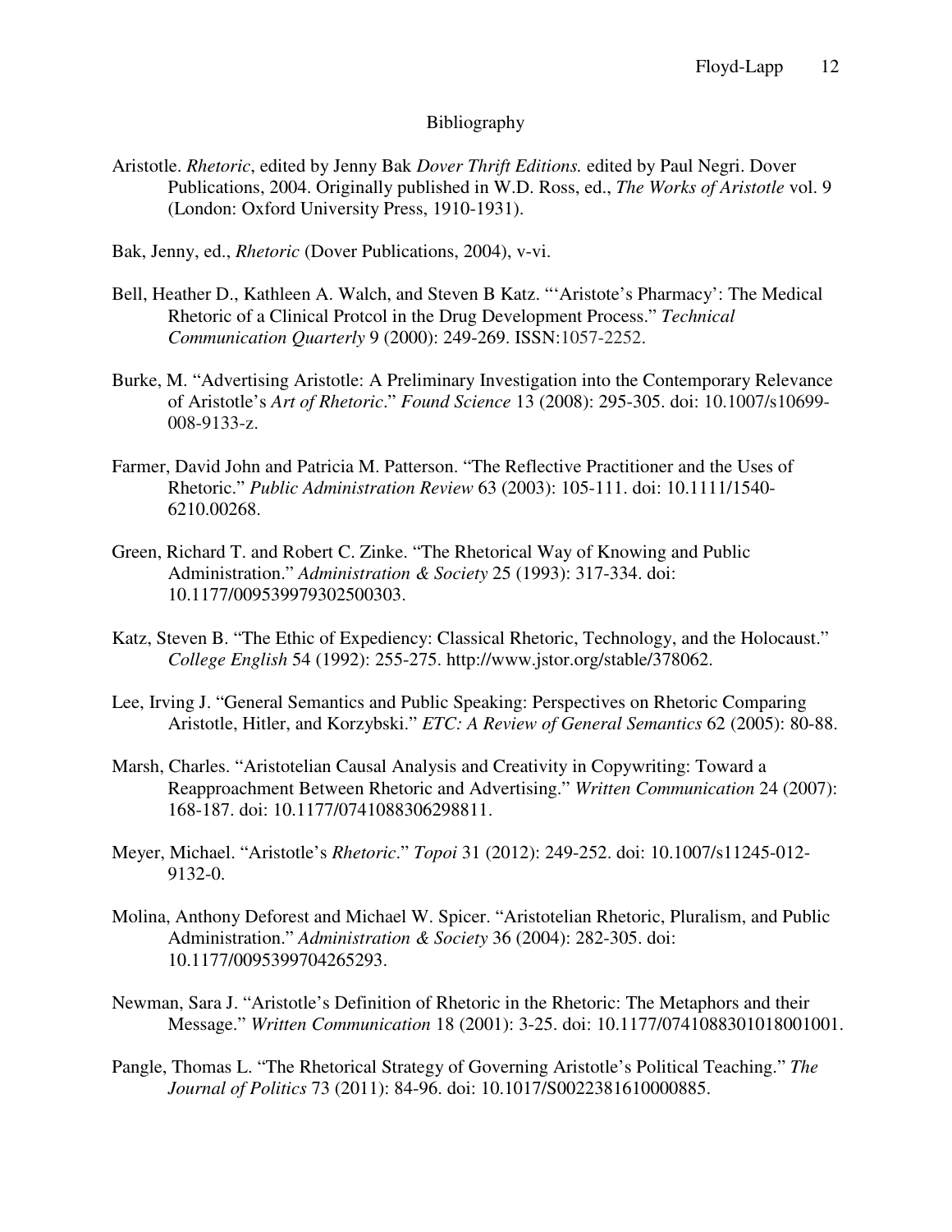# Bibliography

Aristotle. *Rhetoric*, edited by Jenny Bak *Dover Thrift Editions.* edited by Paul Negri. Dover Publications, 2004. Originally published in W.D. Ross, ed., *The Works of Aristotle* vol. 9 (London: Oxford University Press, 1910-1931).

Bak, Jenny, ed., *Rhetoric* (Dover Publications, 2004), v-vi.

Bell, Heather D., Kathleen A. Walch, and Steven B Katz. "'Aristote's Pharmacy': The Medical Rhetoric of a Clinical Protcol in the Drug Development Process." *Technical Communication Quarterly* 9 (2000): 249-269. ISSN:1057-2252.

Burke, M. "Advertising Aristotle: A Preliminary Investigation into the Contemporary Relevance of Aristotle's *Art of Rhetoric*." *Found Science* 13 (2008): 295-305. doi: 10.1007/s10699-008-9133-z.

Farmer, David John and Patricia M. Patterson. "The Reflective Practitioner and the Uses of Rhetoric." *Public Administration Review* 63 (2003): 105-111. doi: 10.1111/1540-6210.00268.

Green, Richard T. and Robert C. Zinke. "The Rhetorical Way of Knowing and Public Administration." *Administration & Society* 25 (1993): 317-334. doi: 10.1177/009539979302500303.

Katz, Steven B. "The Ethic of Expediency: Classical Rhetoric, Technology, and the Holocaust." *College English* 54 (1992): 255-275. http://www.jstor.org/stable/378062.

Lee, Irving J. "General Semantics and Public Speaking: Perspectives on Rhetoric Comparing Aristotle, Hitler, and Korzybski." *ETC: A Review of General Semantics* 62 (2005): 80-88.

Marsh, Charles. "Aristotelian Causal Analysis and Creativity in Copywriting: Toward a Reapproachment Between Rhetoric and Advertising." *Written Communication* 24 (2007): 168-187. doi: 10.1177/0741088306298811.

Meyer, Michael. "Aristotle's *Rhetoric*." *Topoi* 31 (2012): 249-252. doi: 10.1007/s11245-012-9132-0.

Molina, Anthony Deforest and Michael W. Spicer. "Aristotelian Rhetoric, Pluralism, and Public Administration." *Administration & Society* 36 (2004): 282-305. doi: 10.1177/0095399704265293.

Newman, Sara J. "Aristotle's Definition of Rhetoric in the Rhetoric: The Metaphors and their Message." *Written Communication* 18 (2001): 3-25. doi: 10.1177/0741088301018001001.

Pangle, Thomas L. "The Rhetorical Strategy of Governing Aristotle's Political Teaching." *The Journal of Politics* 73 (2011): 84-96. doi: 10.1017/S0022381610000885.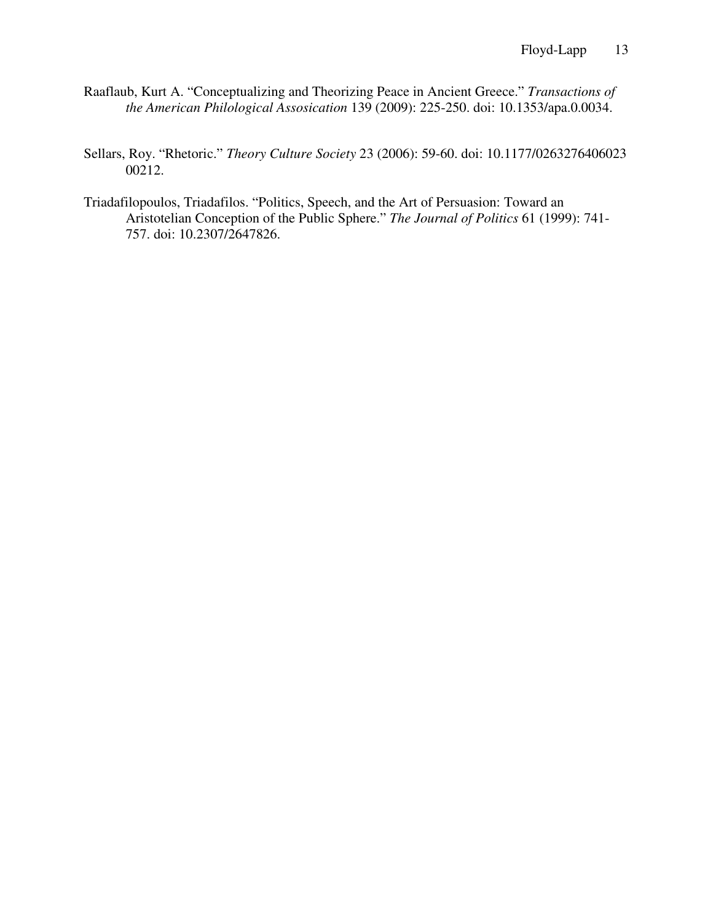Raaflaub, Kurt A. "Conceptualizing and Theorizing Peace in Ancient Greece." *Transactions of the American Philological Assosication* 139 (2009): 225-250. doi: 10.1353/apa.0.0034.

Sellars, Roy. "Rhetoric." *Theory Culture Society* 23 (2006): 59-60. doi: 10.1177/0263276406023 00212.

Triadafilopoulos, Triadafilos. "Politics, Speech, and the Art of Persuasion: Toward an Aristotelian Conception of the Public Sphere." *The Journal of Politics* 61 (1999): 741-757. doi: 10.2307/2647826.